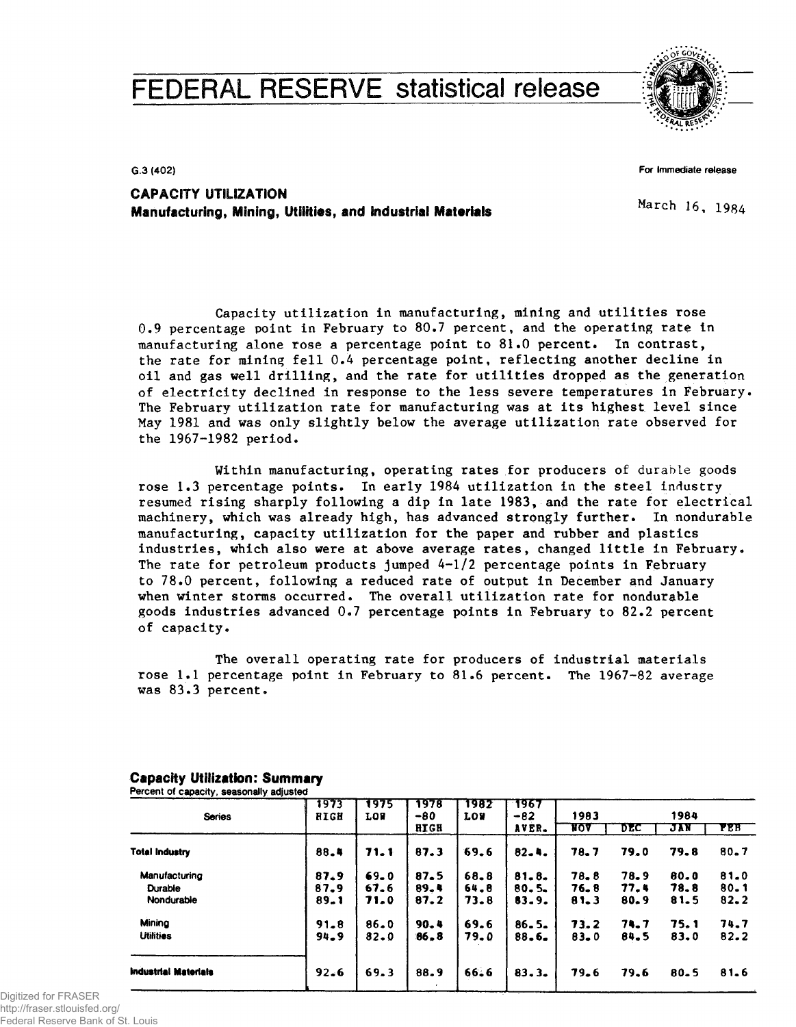# FEDERAL RESERVE statistical release

G.3 (402)

For immediate release

March 16, 1984

## CAPACITY UTILIZATION
### Manufacturing, Mining, Utilities, and Industrial Materials

Capacity utilization in manufacturing, mining and utilities rose 0.9 percentage point in February to 80.7 percent, and the operating rate in manufacturing alone rose a percentage point to 81.0 percent. In contrast, the rate for mining fell 0.4 percentage point, reflecting another decline in oil and gas well drilling, and the rate for utilities dropped as the generation of electricity declined in response to the less severe temperatures in February. The February utilization rate for manufacturing was at its highest level since May 1981 and was only slightly below the average utilization rate observed for the 1967-1982 period.

Within manufacturing, operating rates for producers of durable goods rose 1.3 percentage points. In early 1984 utilization in the steel industry resumed rising sharply following a dip in late 1983, and the rate for electrical machinery, which was already high, has advanced strongly further. In nondurable manufacturing, capacity utilization for the paper and rubber and plastics industries, which also were at above average rates, changed little in February. The rate for petroleum products jumped 4-1/2 percentage points in February to 78.0 percent, following a reduced rate of output in December and January when winter storms occurred. The overall utilization rate for nondurable goods industries advanced 0.7 percentage points in February to 82.2 percent of capacity.

The overall operating rate for producers of industrial materials rose 1.1 percentage point in February to 81.6 percent. The 1967-82 average was 83.3 percent.

### Capacity Utilization: Summary
Percent of capacity, seasonally adjusted

| Series | 1973 HIGH | 1975 LOW | 1978 -80 HIGH | 1982 LOW | 1967 -82 AVER. | 1983 NOV | 1983 DEC | 1984 JAN | 1984 FEB |
|---|---|---|---|---|---|---|---|---|---|
| **Total Industry** | 88.4 | 71.1 | 87.3 | 69.6 | 82.4 | 78.7 | 79.0 | 79.8 | 80.7 |
| Manufacturing | 87.9 | 69.0 | 87.5 | 68.8 | 81.8 | 78.8 | 78.9 | 80.0 | 81.0 |
| Durable | 87.9 | 67.6 | 89.4 | 64.8 | 80.5 | 76.8 | 77.4 | 78.8 | 80.1 |
| Nondurable | 89.1 | 71.0 | 87.2 | 73.8 | 83.9 | 81.3 | 80.9 | 81.5 | 82.2 |
| Mining | 91.8 | 86.0 | 90.4 | 69.6 | 86.5 | 73.2 | 74.7 | 75.1 | 74.7 |
| Utilities | 94.9 | 82.0 | 86.8 | 79.0 | 88.6 | 83.0 | 84.5 | 83.0 | 82.2 |
| **Industrial Materials** | 92.6 | 69.3 | 88.9 | 66.6 | 83.3 | 79.6 | 79.6 | 80.5 | 81.6 |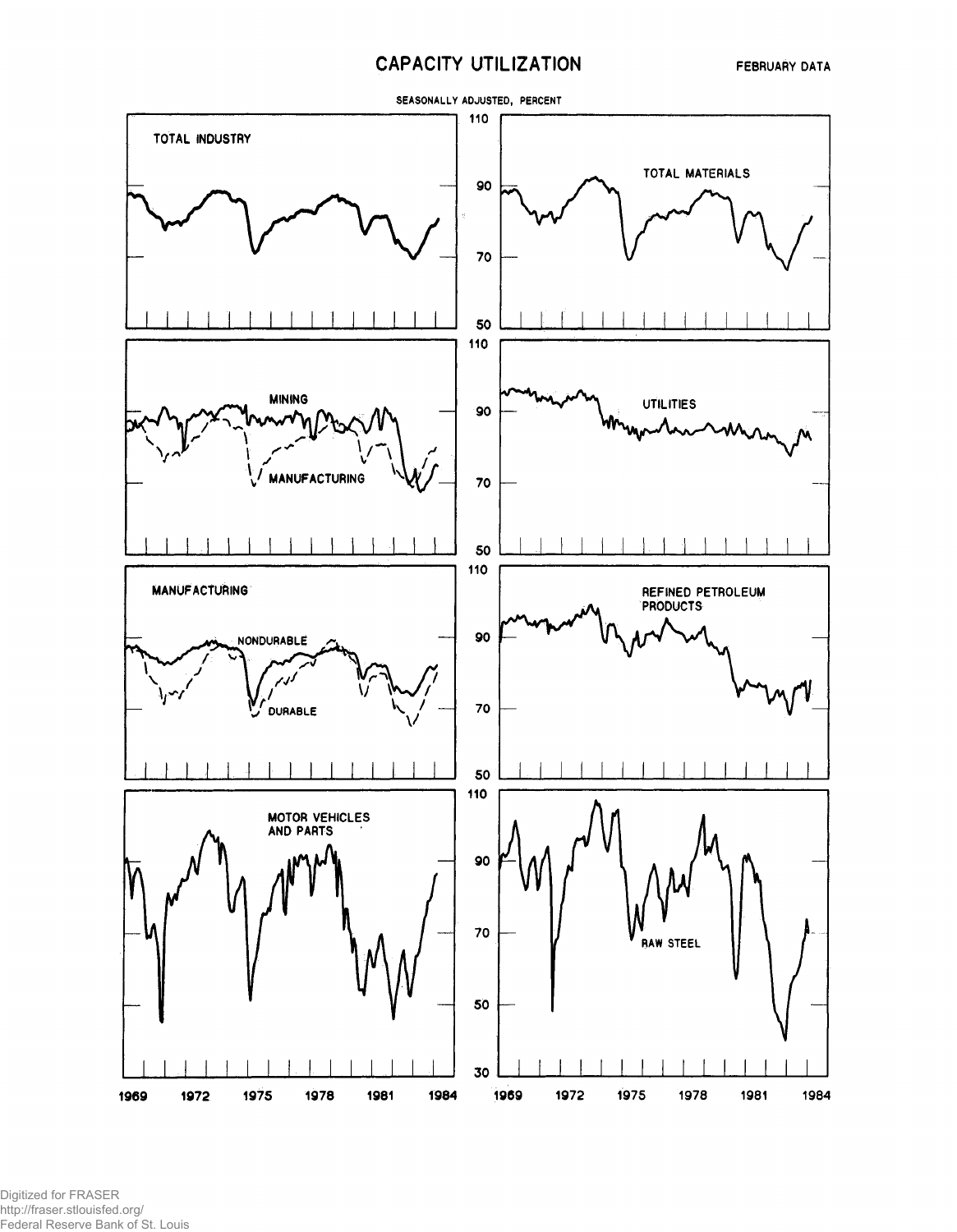# CAPACITY UTILIZATION

FEBRUARY DATA

SEASONALLY ADJUSTED, PERCENT

TOTAL INDUSTRY

TOTAL MATERIALS

MINING

MANUFACTURING

UTILITIES

MANUFACTURING

NONDURABLE

DURABLE

REFINED PETROLEUM PRODUCTS

MOTOR VEHICLES AND PARTS

RAW STEEL

1969 1972 1975 1978 1981 1984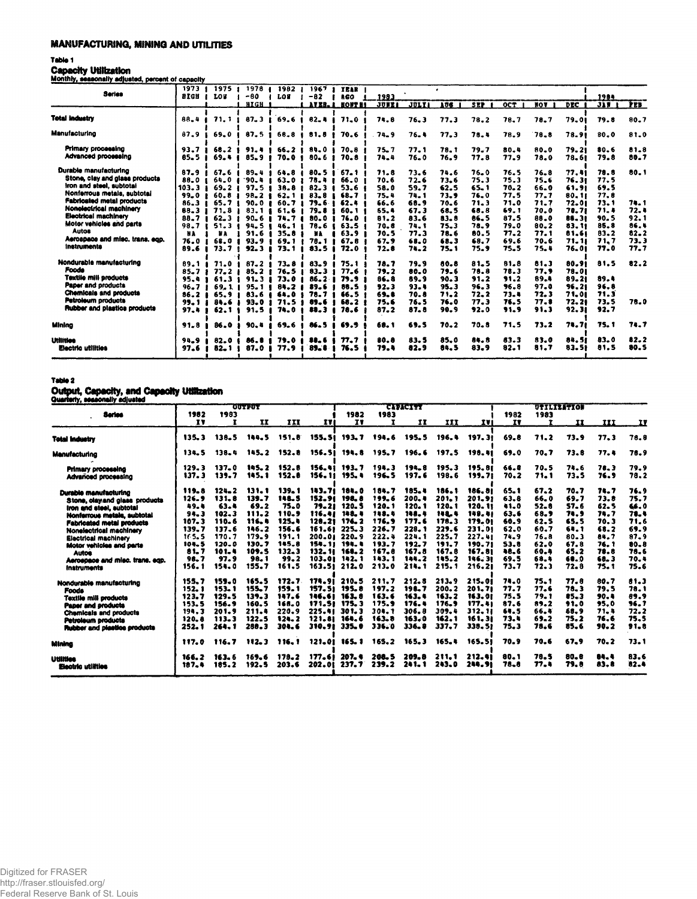# MANUFACTURING, MINING AND UTILITIES

## Table 1

### Capacity Utilization

Monthly, seasonally adjusted, percent of capacity

| Series | 1973 HIGH | 1975 LOW | 1978-80 HIGH | 1982 LOW | 1967-82 AVER. | YEAR AGO MONTH | 1983 JUNE | JULY | AUG | SEP | OCT | NOV | DEC | 1984 JAN | FEB |
|---|---|---|---|---|---|---|---|---|---|---|---|---|---|---|---|
| Total industry | 88.4 | 71.1 | 87.3 | 69.6 | 82.4 | 71.0 | 74.8 | 76.3 | 77.3 | 78.2 | 78.7 | 78.7 | 79.0 | 79.8 | 80.7 |
| Manufacturing | 87.9 | 69.0 | 87.5 | 68.8 | 81.8 | 70.6 | 74.9 | 76.4 | 77.3 | 78.4 | 78.9 | 78.8 | 78.9 | 80.0 | 81.0 |
| Primary processing | 93.7 | 68.2 | 91.4 | 66.2 | 84.0 | 70.8 | 75.7 | 77.1 | 78.1 | 79.7 | 80.4 | 80.0 | 79.2 | 80.6 | 81.8 |
| Advanced processing | 85.5 | 69.4 | 85.9 | 70.0 | 80.6 | 70.8 | 74.4 | 76.0 | 76.9 | 77.8 | 77.9 | 78.0 | 78.6 | 79.8 | 80.7 |
| Durable manufacturing | 87.9 | 67.6 | 89.4 | 64.8 | 80.5 | 67.1 | 71.8 | 73.6 | 74.6 | 76.0 | 76.5 | 76.8 | 77.4 | 78.8 | 80.1 |
| Stone, clay and glass products | 88.0 | 64.0 | 90.4 | 63.0 | 78.4 | 66.0 | 70.6 | 72.6 | 73.6 | 75.3 | 75.3 | 75.6 | 76.3 | 77.5 | |
| Iron and steel, subtotal | 103.3 | 69.2 | 97.5 | 38.8 | 82.3 | 53.6 | 58.0 | 59.7 | 62.5 | 65.1 | 70.2 | 66.0 | 61.9 | 69.5 | |
| Nonferrous metals, subtotal | 99.0 | 60.8 | 98.2 | 62.1 | 83.8 | 68.7 | 75.4 | 74.1 | 73.9 | 76.0 | 77.5 | 77.7 | 80.1 | 77.8 | |
| Fabricated metal products | 86.3 | 65.7 | 90.0 | 60.7 | 79.6 | 62.4 | 66.6 | 68.9 | 70.6 | 71.3 | 71.0 | 71.7 | 72.0 | 73.1 | 74.1 |
| Nonelectrical machinery | 88.3 | 71.8 | 83.1 | 61.6 | 79.8 | 60.1 | 65.4 | 67.3 | 68.5 | 68.8 | 69.1 | 70.0 | 70.7 | 71.4 | 72.4 |
| Electrical machinery | 88.7 | 62.3 | 90.6 | 74.7 | 80.0 | 76.0 | 81.2 | 83.6 | 83.8 | 86.5 | 87.5 | 88.0 | 88.3 | 90.5 | 92.1 |
| Motor vehicles and parts | 98.7 | 51.3 | 94.5 | 46.1 | 78.6 | 63.5 | 70.8 | 74.1 | 75.3 | 78.9 | 79.0 | 80.2 | 83.1 | 85.8 | 86.4 |
| Autos | NA | NA | 91.6 | 35.8 | NA | 63.9 | 70.5 | 77.3 | 78.6 | 80.5 | 77.2 | 77.1 | 81.6 | 83.2 | 82.2 |
| Aerospace and misc. trans. eqp. | 76.0 | 68.0 | 93.9 | 69.1 | 78.1 | 67.8 | 67.9 | 68.0 | 68.3 | 68.7 | 69.6 | 70.6 | 71.1 | 71.7 | 73.3 |
| Instruments | 89.6 | 73.7 | 92.3 | 73.1 | 83.5 | 72.0 | 72.8 | 74.2 | 75.1 | 75.9 | 75.5 | 75.4 | 76.0 | 77.0 | 77.7 |
| Nondurable manufacturing | 89.1 | 71.0 | 87.2 | 73.8 | 83.9 | 75.1 | 78.7 | 79.9 | 80.8 | 81.5 | 81.8 | 81.3 | 80.9 | 81.5 | 82.2 |
| Foods | 85.7 | 77.2 | 85.2 | 76.5 | 83.3 | 77.6 | 79.2 | 80.0 | 79.6 | 78.8 | 78.3 | 77.9 | 78.0 | | |
| Textile mill products | 95.4 | 61.3 | 91.3 | 73.0 | 86.2 | 79.9 | 86.8 | 89.9 | 90.3 | 91.2 | 91.2 | 89.4 | 89.2 | 89.4 | |
| Paper and products | 96.7 | 69.1 | 95.1 | 84.2 | 89.6 | 88.5 | 92.3 | 93.4 | 95.5 | 96.3 | 96.8 | 97.0 | 96.2 | 96.8 | |
| Chemicals and products | 86.2 | 65.9 | 83.6 | 64.0 | 78.7 | 66.5 | 69.8 | 70.8 | 71.2 | 72.2 | 73.4 | 72.3 | 71.0 | 71.3 | |
| Petroleum products | 99.1 | 84.6 | 93.0 | 71.5 | 89.6 | 68.2 | 75.6 | 76.5 | 76.0 | 77.3 | 76.5 | 77.8 | 72.2 | 73.5 | 78.0 |
| Rubber and plastics products | 97.4 | 62.1 | 91.5 | 74.0 | 88.3 | 78.6 | 87.2 | 87.8 | 90.9 | 92.0 | 91.9 | 91.3 | 92.3 | 92.7 | |
| Mining | 91.8 | 86.0 | 90.4 | 69.6 | 86.5 | 69.9 | 68.1 | 69.5 | 70.2 | 70.8 | 71.5 | 73.2 | 74.7 | 75.1 | 74.7 |
| Utilities | 94.9 | 82.0 | 86.8 | 79.0 | 88.6 | 77.7 | 80.8 | 83.5 | 85.0 | 84.8 | 83.3 | 83.0 | 84.5 | 83.0 | 82.2 |
| Electric utilities | 97.6 | 82.1 | 87.0 | 77.9 | 89.8 | 76.5 | 79.4 | 82.9 | 84.5 | 83.9 | 82.1 | 81.7 | 83.5 | 81.5 | 80.5 |

## Table 2

### Output, Capacity, and Capacity Utilization

Quarterly, seasonally adjusted

| Series | OUTPUT 1982 IV | 1983 I | II | III | IV | CAPACITY 1982 IV | 1983 I | II | III | IV | UTILIZATION 1982 IV | 1983 I | II | III | IV |
|---|---|---|---|---|---|---|---|---|---|---|---|---|---|---|---|
| Total industry | 135.3 | 138.5 | 144.5 | 151.8 | 155.5 | 193.7 | 194.6 | 195.5 | 196.4 | 197.3 | 69.8 | 71.2 | 73.9 | 77.3 | 78.8 |
| Manufacturing | 134.5 | 138.4 | 145.2 | 152.8 | 156.5 | 194.8 | 195.7 | 196.6 | 197.5 | 198.4 | 69.0 | 70.7 | 73.8 | 77.4 | 78.9 |
| Primary processing | 129.3 | 137.0 | 145.2 | 152.8 | 156.4 | 193.7 | 194.3 | 194.8 | 195.3 | 195.8 | 66.8 | 70.5 | 74.6 | 78.3 | 79.9 |
| Advanced processing | 137.3 | 139.7 | 145.1 | 152.8 | 156.1 | 195.4 | 196.5 | 197.6 | 198.6 | 199.7 | 70.2 | 71.1 | 73.5 | 76.9 | 78.2 |
| Durable manufacturing | 119.8 | 124.2 | 131.1 | 139.1 | 143.7 | 184.0 | 184.7 | 185.4 | 186.1 | 186.8 | 65.1 | 67.2 | 70.7 | 74.7 | 76.9 |
| Stone, clay and glass products | 126.9 | 131.8 | 139.7 | 148.5 | 152.9 | 198.8 | 199.6 | 200.4 | 201.1 | 201.9 | 63.8 | 66.0 | 69.7 | 73.8 | 75.7 |
| Iron and steel, subtotal | 49.4 | 63.4 | 69.2 | 75.0 | 79.2 | 120.5 | 120.1 | 120.1 | 120.1 | 120.1 | 41.0 | 52.8 | 57.6 | 62.5 | 66.0 |
| Nonferrous metals, subtotal | 94.3 | 102.3 | 111.2 | 110.9 | 116.4 | 148.4 | 148.4 | 148.4 | 148.4 | 148.4 | 63.6 | 68.9 | 74.9 | 74.7 | 78.4 |
| Fabricated metal products | 107.3 | 110.6 | 116.4 | 125.4 | 128.2 | 176.2 | 176.9 | 177.6 | 178.3 | 179.0 | 60.9 | 62.5 | 65.5 | 70.3 | 71.6 |
| Nonelectrical machinery | 139.7 | 137.6 | 146.2 | 156.6 | 161.6 | 225.3 | 226.7 | 228.1 | 229.6 | 231.0 | 62.0 | 60.7 | 64.1 | 68.2 | 69.9 |
| Electrical machinery | 165.5 | 170.7 | 179.9 | 191.1 | 200.0 | 220.9 | 222.4 | 224.1 | 225.7 | 227.4 | 74.9 | 76.8 | 80.3 | 84.7 | 87.9 |
| Motor vehicles and parts | 104.5 | 120.0 | 130.7 | 145.8 | 154.1 | 194.4 | 193.7 | 192.7 | 191.7 | 190.7 | 53.8 | 62.0 | 67.8 | 76.1 | 80.8 |
| Autos | 81.7 | 101.4 | 109.5 | 132.3 | 132.1 | 168.2 | 167.8 | 167.8 | 167.8 | 167.8 | 48.6 | 60.4 | 65.2 | 78.8 | 78.6 |
| Aerospace and misc. trans. eqp. | 98.7 | 97.9 | 98.1 | 99.2 | 103.0 | 142.1 | 143.1 | 144.2 | 145.2 | 146.3 | 69.5 | 68.4 | 68.0 | 68.3 | 70.4 |
| Instruments | 156.1 | 154.0 | 155.7 | 161.5 | 163.5 | 212.0 | 213.0 | 214.1 | 215.1 | 216.2 | 73.7 | 72.3 | 72.8 | 75.1 | 75.6 |
| Nondurable manufacturing | 155.7 | 159.0 | 165.5 | 172.7 | 174.9 | 210.5 | 211.7 | 212.8 | 213.9 | 215.0 | 74.0 | 75.1 | 77.8 | 80.7 | 81.3 |
| Foods | 152.1 | 153.1 | 155.7 | 159.1 | 157.5 | 195.8 | 197.2 | 198.7 | 200.2 | 201.7 | 77.7 | 77.6 | 78.3 | 79.5 | 78.1 |
| Textile mill products | 123.7 | 129.5 | 139.3 | 147.6 | 146.6 | 163.8 | 163.6 | 163.4 | 163.2 | 163.0 | 75.5 | 79.1 | 85.3 | 90.4 | 89.9 |
| Paper and products | 153.5 | 156.9 | 160.5 | 168.0 | 171.5 | 175.3 | 175.9 | 176.4 | 176.9 | 177.4 | 87.6 | 89.2 | 91.0 | 95.0 | 96.7 |
| Chemicals and products | 194.3 | 201.9 | 211.4 | 220.9 | 225.4 | 301.3 | 304.1 | 306.8 | 309.4 | 312.1 | 64.5 | 66.4 | 68.9 | 71.4 | 72.2 |
| Petroleum products | 120.8 | 113.3 | 122.5 | 124.2 | 121.8 | 164.6 | 163.8 | 163.0 | 162.1 | 161.3 | 73.4 | 69.2 | 75.2 | 76.6 | 75.5 |
| Rubber and plastics products | 252.1 | 264.1 | 288.3 | 304.6 | 310.9 | 335.0 | 336.0 | 336.8 | 337.7 | 338.5 | 75.3 | 78.6 | 85.6 | 90.2 | 91.8 |
| Mining | 117.0 | 116.7 | 112.3 | 116.1 | 121.0 | 165.1 | 165.2 | 165.3 | 165.4 | 165.5 | 70.9 | 70.6 | 67.9 | 70.2 | 73.1 |
| Utilities | 166.2 | 163.6 | 169.6 | 178.2 | 177.6 | 207.4 | 208.5 | 209.8 | 211.1 | 212.4 | 80.1 | 78.5 | 80.8 | 84.4 | 83.6 |
| Electric utilities | 187.4 | 185.2 | 192.5 | 203.6 | 202.0 | 237.7 | 239.2 | 241.1 | 243.0 | 244.9 | 78.8 | 77.4 | 79.8 | 83.8 | 82.4 |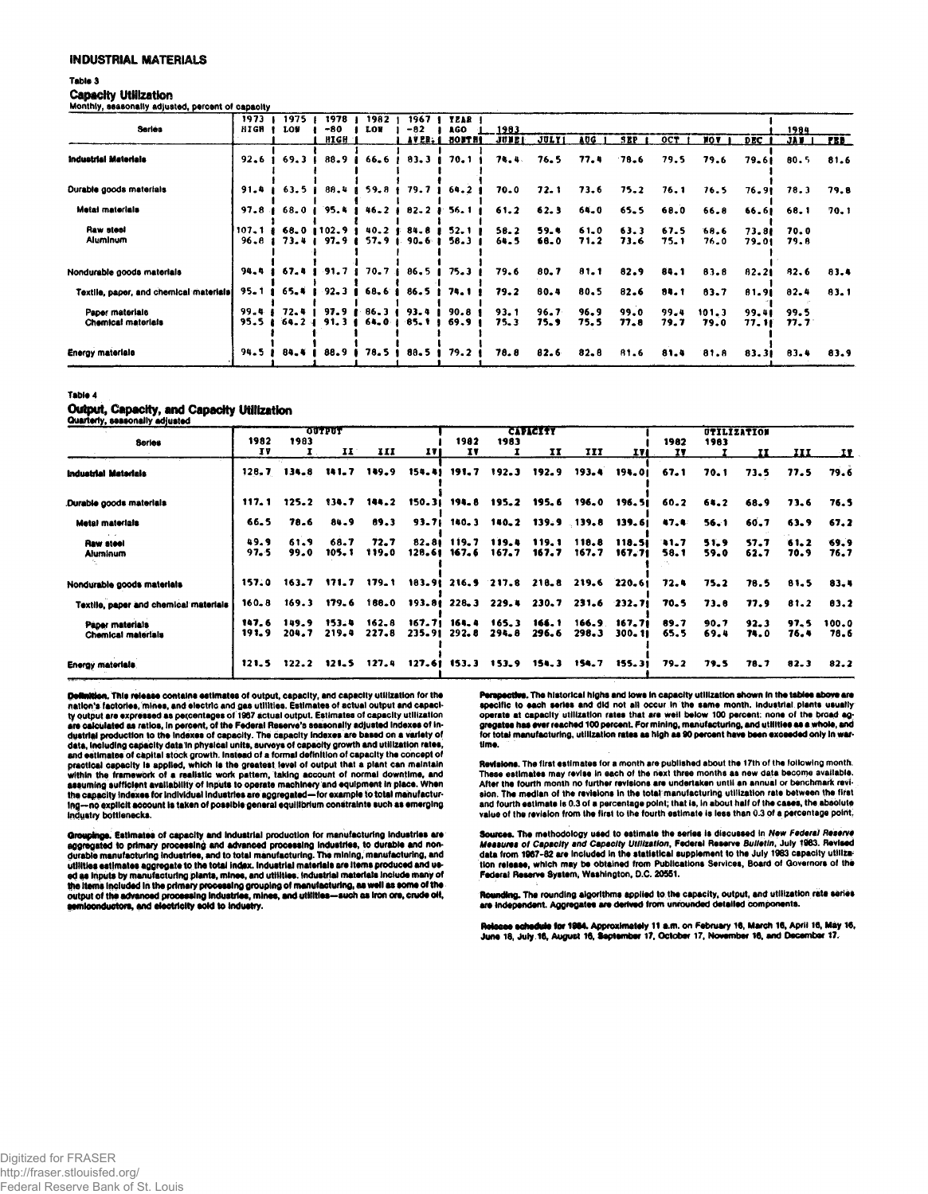## INDUSTRIAL MATERIALS

### Table 3

### Capacity Utilization

Monthly, seasonally adjusted, percent of capacity

| Series | 1973 HIGH | 1975 LOW | 1978-80 HIGH | 1982 LOW | 1967-82 AVER. | YEAR AGO MONTH | 1983 JUNE | JULY | AUG | SEP | OCT | NOV | DEC | 1984 JAN | FEB |
|---|---|---|---|---|---|---|---|---|---|---|---|---|---|---|---|
| Industrial Materials | 92.6 | 69.3 | 88.9 | 66.6 | 83.3 | 70.1 | 74.4 | 76.5 | 77.4 | 78.6 | 79.5 | 79.6 | 79.6 | 80.5 | 81.6 |
| Durable goods materials | 91.4 | 63.5 | 88.4 | 59.8 | 79.7 | 64.2 | 70.0 | 72.1 | 73.6 | 75.2 | 76.1 | 76.5 | 76.9 | 78.3 | 79.8 |
| Metal materials | 97.8 | 68.0 | 95.4 | 46.2 | 82.2 | 56.1 | 61.2 | 62.3 | 64.0 | 65.5 | 68.0 | 66.8 | 66.6 | 68.1 | 70.1 |
| Raw steel | 107.1 | 68.0 | 102.9 | 40.2 | 84.8 | 52.1 | 58.2 | 59.4 | 61.0 | 63.3 | 67.5 | 68.6 | 73.8 | 70.0 | |
| Aluminum | 96.8 | 73.4 | 97.9 | 57.9 | 90.6 | 58.3 | 64.5 | 68.0 | 71.2 | 73.6 | 75.1 | 76.0 | 79.0 | 79.8 | |
| Nondurable goods materials | 94.4 | 67.4 | 91.7 | 70.7 | 86.5 | 75.3 | 79.6 | 80.7 | 81.1 | 82.9 | 84.1 | 83.8 | 82.2 | 82.6 | 83.4 |
| Textile, paper, and chemical materials | 95.1 | 65.4 | 92.3 | 68.6 | 86.5 | 74.1 | 79.2 | 80.4 | 80.5 | 82.6 | 84.1 | 83.7 | 81.9 | 82.4 | 83.1 |
| Paper materials | 99.4 | 72.4 | 97.9 | 86.3 | 93.4 | 90.8 | 93.1 | 96.7 | 96.9 | 99.0 | 99.4 | 101.3 | 99.4 | 99.5 | |
| Chemical materials | 95.5 | 64.2 | 91.3 | 64.0 | 85.1 | 69.9 | 75.3 | 75.9 | 75.5 | 77.8 | 79.7 | 79.0 | 77.1 | 77.7 | |
| Energy materials | 94.5 | 84.4 | 88.9 | 78.5 | 88.5 | 79.2 | 78.8 | 82.6 | 82.8 | 81.6 | 81.4 | 81.8 | 83.3 | 83.4 | 83.9 |

### Table 4

### Output, Capacity, and Capacity Utilization

Quarterly, seasonally adjusted

| Series | OUTPUT 1982 IV | 1983 I | II | III | IV | CAPACITY 1982 IV | 1983 I | II | III | IV | UTILIZATION 1982 IV | 1983 I | II | III | IV |
|---|---|---|---|---|---|---|---|---|---|---|---|---|---|---|---|
| Industrial Materials | 128.7 | 134.8 | 141.7 | 149.9 | 154.4 | 191.7 | 192.3 | 192.9 | 193.4 | 194.0 | 67.1 | 70.1 | 73.5 | 77.5 | 79.6 |
| Durable goods materials | 117.1 | 125.2 | 134.7 | 144.2 | 150.3 | 194.8 | 195.2 | 195.6 | 196.0 | 196.5 | 60.2 | 64.2 | 68.9 | 73.6 | 76.5 |
| Metal materials | 66.5 | 78.6 | 84.9 | 89.3 | 93.7 | 140.3 | 140.2 | 139.9 | 139.8 | 139.6 | 47.4 | 56.1 | 60.7 | 63.9 | 67.2 |
| Raw steel | 49.9 | 61.9 | 68.7 | 72.7 | 82.8 | 119.7 | 119.4 | 119.1 | 118.8 | 118.5 | 41.7 | 51.9 | 57.7 | 61.2 | 69.9 |
| Aluminum | 97.5 | 99.0 | 105.1 | 119.0 | 128.6 | 167.6 | 167.7 | 167.7 | 167.7 | 167.7 | 58.1 | 59.0 | 62.7 | 70.9 | 76.7 |
| Nondurable goods materials | 157.0 | 163.7 | 171.7 | 179.1 | 183.9 | 216.9 | 217.8 | 218.8 | 219.6 | 220.6 | 72.4 | 75.2 | 78.5 | 81.5 | 83.4 |
| Textile, paper and chemical materials | 160.8 | 169.3 | 179.6 | 188.0 | 193.8 | 228.3 | 229.4 | 230.7 | 231.6 | 232.7 | 70.5 | 73.8 | 77.9 | 81.2 | 83.2 |
| Paper materials | 147.6 | 149.9 | 153.4 | 162.8 | 167.7 | 164.4 | 165.3 | 166.1 | 166.9 | 167.7 | 89.7 | 90.7 | 92.3 | 97.5 | 100.0 |
| Chemical materials | 191.9 | 204.7 | 219.4 | 227.8 | 235.9 | 292.8 | 294.8 | 296.5 | 298.3 | 300.1 | 65.5 | 69.4 | 74.0 | 76.4 | 78.6 |
| Energy materials | 121.5 | 122.2 | 121.5 | 127.4 | 127.6 | 153.3 | 153.9 | 154.3 | 154.7 | 155.3 | 79.2 | 79.5 | 78.7 | 82.3 | 82.2 |

**Definition.** This release contains estimates of output, capacity, and capacity utilization for the nation's factories, mines, and electric and gas utilities. Estimates of actual output and capacity output are expressed as percentages of 1967 actual output. Estimates of capacity utilization are calculated as ratios, in percent, of the Federal Reserve's seasonally adjusted indexes of industrial production to the indexes of capacity. The capacity indexes are based on a variety of data, including capacity data in physical units, surveys of capacity growth and utilization rates, and estimates of capital stock growth. Instead of a formal definition of capacity the concept of practical capacity is applied, which is the greatest level of output that a plant can maintain within the framework of a realistic work pattern, taking account of normal downtime, and assuming sufficient availability of inputs to operate machinery and equipment in place. When the capacity indexes for individual industries are aggregated—for example to total manufacturing—no explicit account is taken of possible general equilibrium constraints such as emerging industry bottlenecks.

**Groupings.** Estimates of capacity and industrial production for manufacturing industries are aggregated to primary processing and advanced processing industries, to durable and nondurable manufacturing industries, and to total manufacturing. The mining, manufacturing, and utilities estimates aggregate to the total index. Industrial materials are items produced and used as inputs by manufacturing plants, mines, and utilities. Industrial materials include many of the items included in the primary processing grouping of manufacturing, as well as some of the output of the advanced processing industries, mines, and utilities—such as iron ore, crude oil, semiconductors, and electricity sold to industry.

**Perspective.** The historical highs and lows in capacity utilization shown in the tables above are specific to each series and did not all occur in the same month. Industrial plants usually operate at capacity utilization rates that are well below 100 percent: none of the broad aggregates has ever reached 100 percent. For mining, manufacturing, and utilities as a whole, and for total manufacturing, utilization rates as high as 90 percent have been exceeded only in wartime.

**Revisions.** The first estimates for a month are published about the 17th of the following month. These estimates may revise in each of the next three months as new data become available. After the fourth month no further revisions are undertaken until an annual or benchmark revision. The median of the revisions in the total manufacturing utilization rate between the first and fourth estimate is 0.3 of a percentage point; that is, in about half of the cases, the absolute value of the revision from the first to the fourth estimate is less than 0.3 of a percentage point.

**Sources.** The methodology used to estimate the series is discussed in *New Federal Reserve Measures of Capacity and Capacity Utilization*, Federal Reserve Bulletin, July 1983. Revised data from 1967-82 are included in the statistical supplement to the July 1983 capacity utilization release, which may be obtained from Publications Services, Board of Governors of the Federal Reserve System, Washington, D.C. 20551.

**Rounding.** The rounding algorithms applied to the capacity, output, and utilization rate series are independent. Aggregates are derived from unrounded detailed components.

**Release schedule for 1984.** Approximately 11 a.m. on February 16, March 16, April 16, May 16, June 18, July 16, August 16, September 17, October 17, November 16, and December 17.